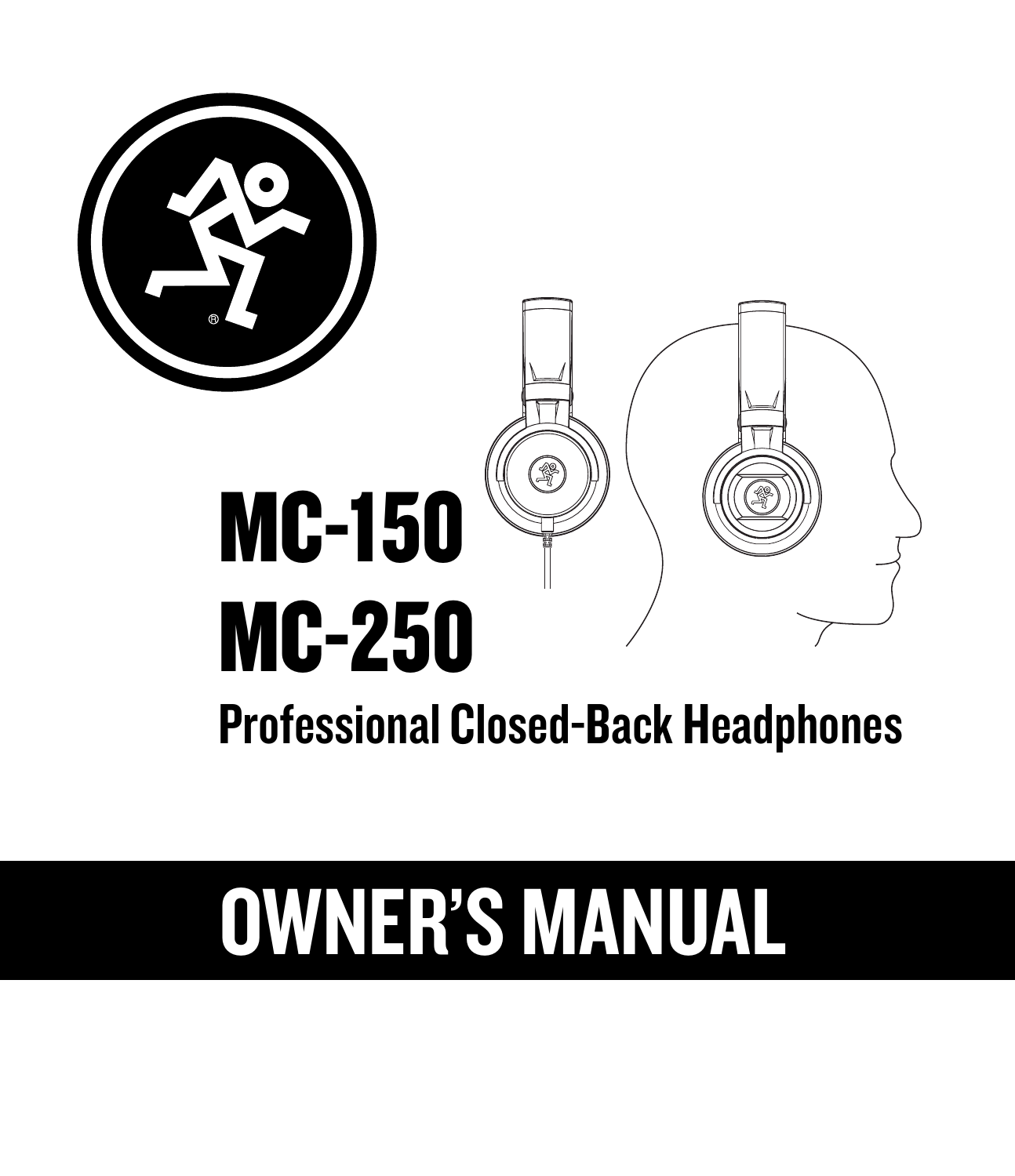# MC-150
# MC-250

## Professional Closed-Back Headphones

# OWNER'S MANUAL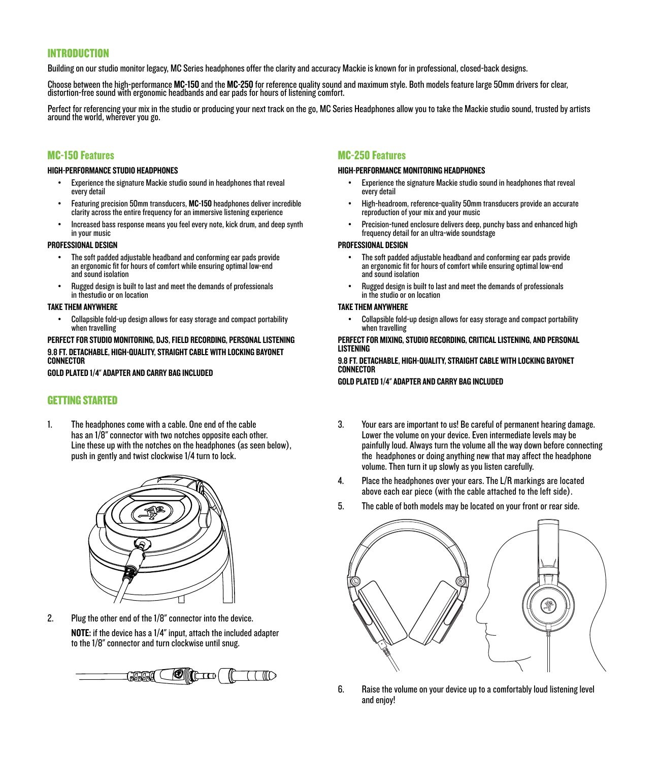## INTRODUCTION

Building on our studio monitor legacy, MC Series headphones offer the clarity and accuracy Mackie is known for in professional, closed-back designs.

Choose between the high-performance **MC-150** and the **MC-250** for reference quality sound and maximum style. Both models feature large 50mm drivers for clear, distortion-free sound with ergonomic headbands and ear pads for hours of listening comfort.

Perfect for referencing your mix in the studio or producing your next track on the go, MC Series Headphones allow you to take the Mackie studio sound, trusted by artists around the world, wherever you go.

## MC-150 Features

**HIGH-PERFORMANCE STUDIO HEADPHONES**

- Experience the signature Mackie studio sound in headphones that reveal every detail
- Featuring precision 50mm transducers, **MC-150** headphones deliver incredible clarity across the entire frequency for an immersive listening experience
- Increased bass response means you feel every note, kick drum, and deep synth in your music

**PROFESSIONAL DESIGN**

- The soft padded adjustable headband and conforming ear pads provide an ergonomic fit for hours of comfort while ensuring optimal low-end and sound isolation
- Rugged design is built to last and meet the demands of professionals in thestudio or on location

**TAKE THEM ANYWHERE**

- Collapsible fold-up design allows for easy storage and compact portability when travelling

**PERFECT FOR STUDIO MONITORING, DJS, FIELD RECORDING, PERSONAL LISTENING**

**9.8 FT. DETACHABLE, HIGH-QUALITY, STRAIGHT CABLE WITH LOCKING BAYONET CONNECTOR**

**GOLD PLATED 1/4" ADAPTER AND CARRY BAG INCLUDED**

## MC-250 Features

**HIGH-PERFORMANCE MONITORING HEADPHONES**

- Experience the signature Mackie studio sound in headphones that reveal every detail
- High-headroom, reference-quality 50mm transducers provide an accurate reproduction of your mix and your music
- Precision-tuned enclosure delivers deep, punchy bass and enhanced high frequency detail for an ultra-wide soundstage

**PROFESSIONAL DESIGN**

- The soft padded adjustable headband and conforming ear pads provide an ergonomic fit for hours of comfort while ensuring optimal low-end and sound isolation
- Rugged design is built to last and meet the demands of professionals in the studio or on location

**TAKE THEM ANYWHERE**

- Collapsible fold-up design allows for easy storage and compact portability when travelling

**PERFECT FOR MIXING, STUDIO RECORDING, CRITICAL LISTENING, AND PERSONAL LISTENING**

**9.8 FT. DETACHABLE, HIGH-QUALITY, STRAIGHT CABLE WITH LOCKING BAYONET CONNECTOR**

**GOLD PLATED 1/4" ADAPTER AND CARRY BAG INCLUDED**

## GETTING STARTED

1. The headphones come with a cable. One end of the cable has an 1/8" connector with two notches opposite each other. Line these up with the notches on the headphones (as seen below), push in gently and twist clockwise 1/4 turn to lock.

2. Plug the other end of the 1/8" connector into the device.

   **NOTE:** if the device has a 1/4" input, attach the included adapter to the 1/8" connector and turn clockwise until snug.

3. Your ears are important to us! Be careful of permanent hearing damage. Lower the volume on your device. Even intermediate levels may be painfully loud. Always turn the volume all the way down before connecting the headphones or doing anything new that may affect the headphone volume. Then turn it up slowly as you listen carefully.

4. Place the headphones over your ears. The L/R markings are located above each ear piece (with the cable attached to the left side).

5. The cable of both models may be located on your front or rear side.

6. Raise the volume on your device up to a comfortably loud listening level and enjoy!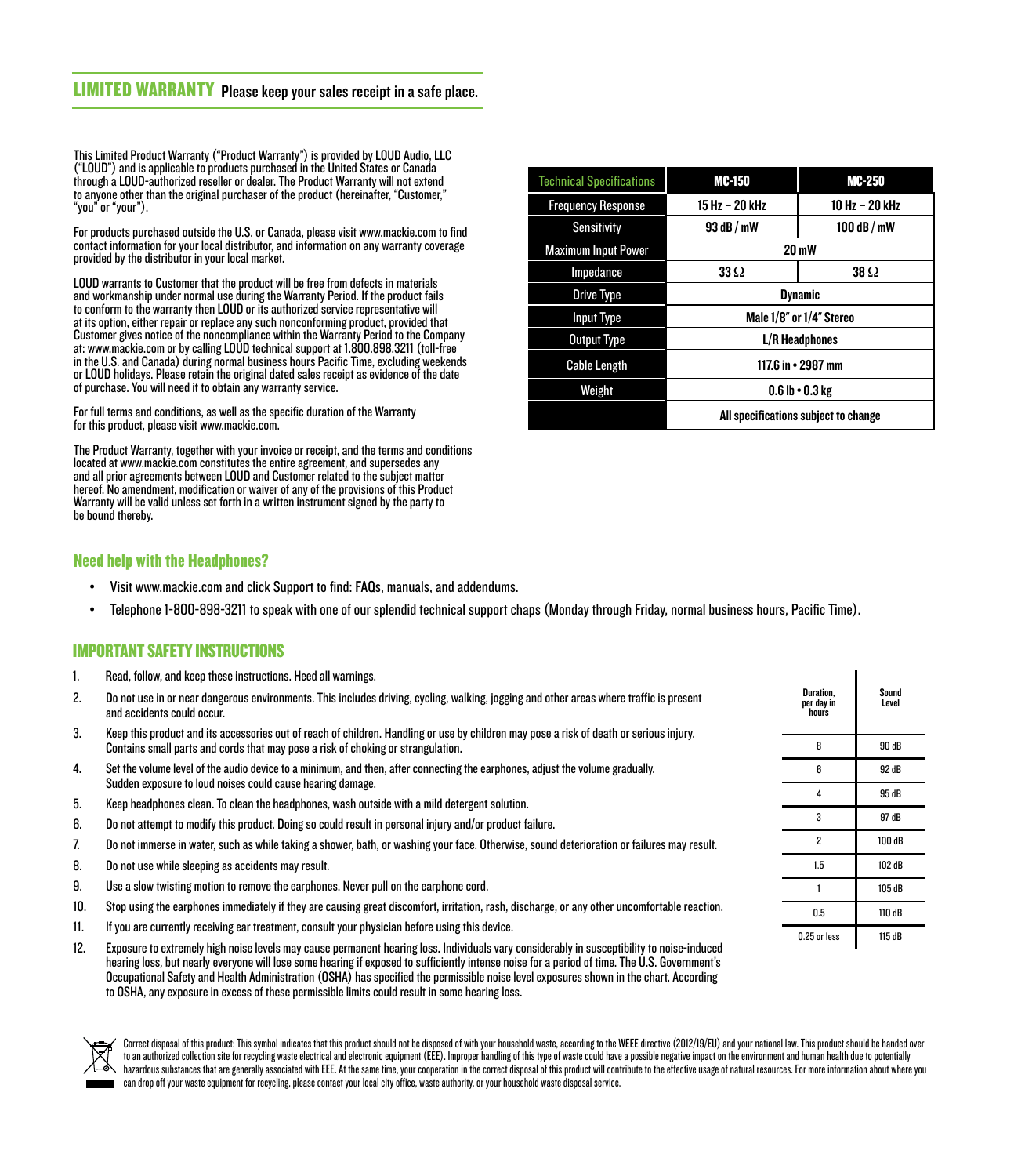## LIMITED WARRANTY Please keep your sales receipt in a safe place.

This Limited Product Warranty ("Product Warranty") is provided by LOUD Audio, LLC ("LOUD") and is applicable to products purchased in the United States or Canada through a LOUD-authorized reseller or dealer. The Product Warranty will not extend to anyone other than the original purchaser of the product (hereinafter, "Customer," "you" or "your").

For products purchased outside the U.S. or Canada, please visit www.mackie.com to find contact information for your local distributor, and information on any warranty coverage provided by the distributor in your local market.

LOUD warrants to Customer that the product will be free from defects in materials and workmanship under normal use during the Warranty Period. If the product fails to conform to the warranty then LOUD or its authorized service representative will at its option, either repair or replace any such nonconforming product, provided that Customer gives notice of the noncompliance within the Warranty Period to the Company at: www.mackie.com or by calling LOUD technical support at 1.800.898.3211 (toll-free in the U.S. and Canada) during normal business hours Pacific Time, excluding weekends or LOUD holidays. Please retain the original dated sales receipt as evidence of the date of purchase. You will need it to obtain any warranty service.

For full terms and conditions, as well as the specific duration of the Warranty for this product, please visit www.mackie.com.

The Product Warranty, together with your invoice or receipt, and the terms and conditions located at www.mackie.com constitutes the entire agreement, and supersedes any and all prior agreements between LOUD and Customer related to the subject matter hereof. No amendment, modification or waiver of any of the provisions of this Product Warranty will be valid unless set forth in a written instrument signed by the party to be bound thereby.

| Technical Specifications | MC-150 | MC-250 |
|---|---|---|
| Frequency Response | 15 Hz – 20 kHz | 10 Hz – 20 kHz |
| Sensitivity | 93 dB / mW | 100 dB / mW |
| Maximum Input Power | 20 mW | |
| Impedance | 33 Ω | 38 Ω |
| Drive Type | Dynamic | |
| Input Type | Male 1/8" or 1/4" Stereo | |
| Output Type | L/R Headphones | |
| Cable Length | 117.6 in • 2987 mm | |
| Weight | 0.6 lb • 0.3 kg | |
| | All specifications subject to change | |

## Need help with the Headphones?

- Visit www.mackie.com and click Support to find: FAQs, manuals, and addendums.
- Telephone 1-800-898-3211 to speak with one of our splendid technical support chaps (Monday through Friday, normal business hours, Pacific Time).

## IMPORTANT SAFETY INSTRUCTIONS

1. Read, follow, and keep these instructions. Heed all warnings.
2. Do not use in or near dangerous environments. This includes driving, cycling, walking, jogging and other areas where traffic is present and accidents could occur.
3. Keep this product and its accessories out of reach of children. Handling or use by children may pose a risk of death or serious injury. Contains small parts and cords that may pose a risk of choking or strangulation.
4. Set the volume level of the audio device to a minimum, and then, after connecting the earphones, adjust the volume gradually. Sudden exposure to loud noises could cause hearing damage.
5. Keep headphones clean. To clean the headphones, wash outside with a mild detergent solution.
6. Do not attempt to modify this product. Doing so could result in personal injury and/or product failure.
7. Do not immerse in water, such as while taking a shower, bath, or washing your face. Otherwise, sound deterioration or failures may result.
8. Do not use while sleeping as accidents may result.
9. Use a slow twisting motion to remove the earphones. Never pull on the earphone cord.
10. Stop using the earphones immediately if they are causing great discomfort, irritation, rash, discharge, or any other uncomfortable reaction.
11. If you are currently receiving ear treatment, consult your physician before using this device.
12. Exposure to extremely high noise levels may cause permanent hearing loss. Individuals vary considerably in susceptibility to noise-induced hearing loss, but nearly everyone will lose some hearing if exposed to sufficiently intense noise for a period of time. The U.S. Government's Occupational Safety and Health Administration (OSHA) has specified the permissible noise level exposures shown in the chart. According to OSHA, any exposure in excess of these permissible limits could result in some hearing loss.

| Duration, per day in hours | Sound Level |
|---|---|
| 8 | 90 dB |
| 6 | 92 dB |
| 4 | 95 dB |
| 3 | 97 dB |
| 2 | 100 dB |
| 1.5 | 102 dB |
| 1 | 105 dB |
| 0.5 | 110 dB |
| 0.25 or less | 115 dB |

Correct disposal of this product: This symbol indicates that this product should not be disposed of with your household waste, according to the WEEE directive (2012/19/EU) and your national law. This product should be handed over to an authorized collection site for recycling waste electrical and electronic equipment (EEE). Improper handling of this type of waste could have a possible negative impact on the environment and human health due to potentially hazardous substances that are generally associated with EEE. At the same time, your cooperation in the correct disposal of this product will contribute to the effective usage of natural resources. For more information about where you can drop off your waste equipment for recycling, please contact your local city office, waste authority, or your household waste disposal service.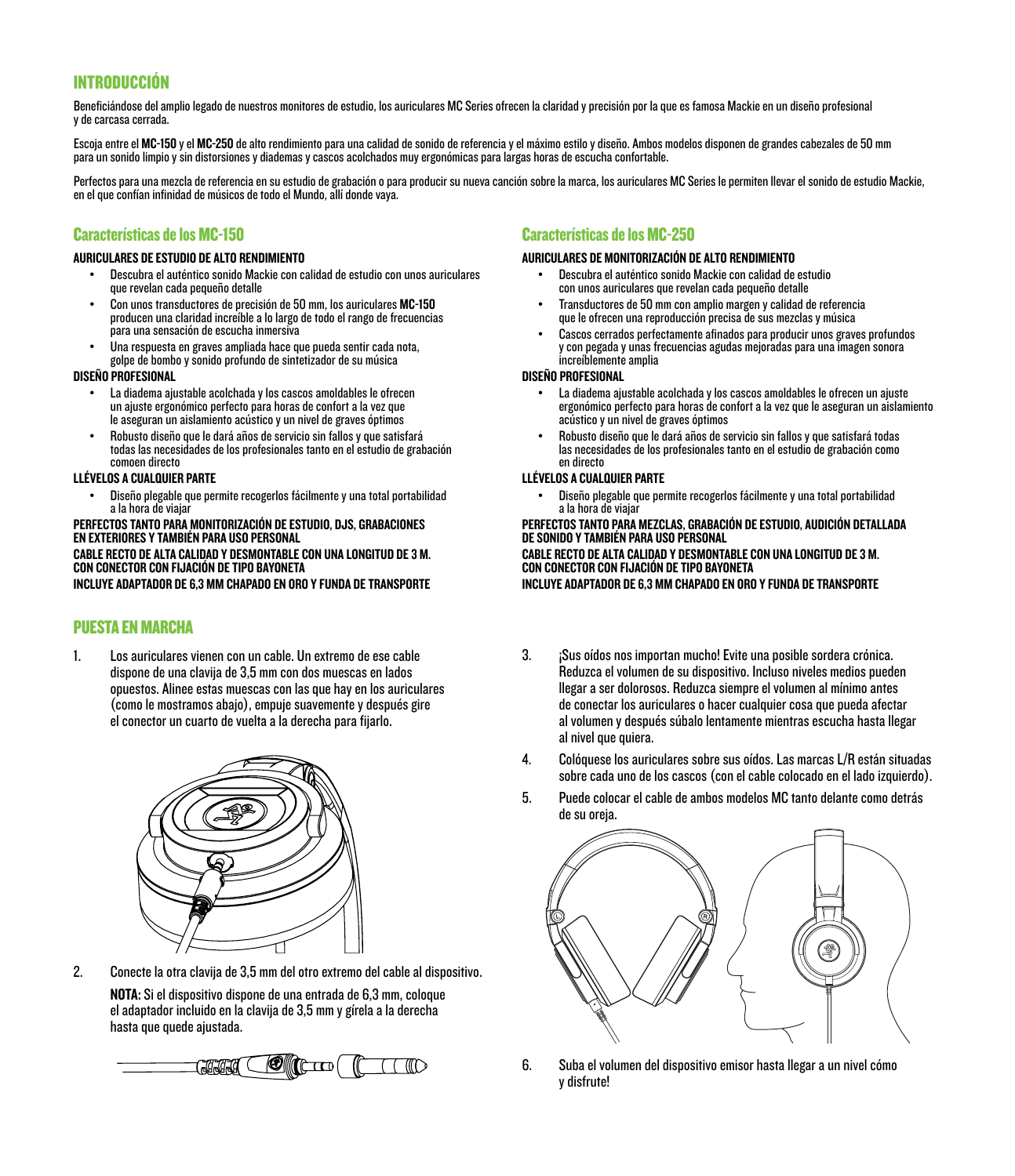## INTRODUCCIÓN

Beneficiándose del amplio legado de nuestros monitores de estudio, los auriculares MC Series ofrecen la claridad y precisión por la que es famosa Mackie en un diseño profesional y de carcasa cerrada.

Escoja entre el **MC-150** y el **MC-250** de alto rendimiento para una calidad de sonido de referencia y el máximo estilo y diseño. Ambos modelos disponen de grandes cabezales de 50 mm para un sonido limpio y sin distorsiones y diademas y cascos acolchados muy ergonómicas para largas horas de escucha confortable.

Perfectos para una mezcla de referencia en su estudio de grabación o para producir su nueva canción sobre la marca, los auriculares MC Series le permiten llevar el sonido de estudio Mackie, en el que confían infinidad de músicos de todo el Mundo, allí donde vaya.

### Características de los MC-150

**AURICULARES DE ESTUDIO DE ALTO RENDIMIENTO**

- Descubra el auténtico sonido Mackie con calidad de estudio con unos auriculares que revelan cada pequeño detalle
- Con unos transductores de precisión de 50 mm, los auriculares **MC-150** producen una claridad increíble a lo largo de todo el rango de frecuencias para una sensación de escucha inmersiva
- Una respuesta en graves ampliada hace que pueda sentir cada nota, golpe de bombo y sonido profundo de sintetizador de su música

**DISEÑO PROFESIONAL**

- La diadema ajustable acolchada y los cascos amoldables le ofrecen un ajuste ergonómico perfecto para horas de confort a la vez que le aseguran un aislamiento acústico y un nivel de graves óptimos
- Robusto diseño que le dará años de servicio sin fallos y que satisfará todas las necesidades de los profesionales tanto en el estudio de grabación comoen directo

**LLÉVELOS A CUALQUIER PARTE**

- Diseño plegable que permite recogerlos fácilmente y una total portabilidad a la hora de viajar

**PERFECTOS TANTO PARA MONITORIZACIÓN DE ESTUDIO, DJS, GRABACIONES EN EXTERIORES Y TAMBIÉN PARA USO PERSONAL**

**CABLE RECTO DE ALTA CALIDAD Y DESMONTABLE CON UNA LONGITUD DE 3 M. CON CONECTOR CON FIJACIÓN DE TIPO BAYONETA**

**INCLUYE ADAPTADOR DE 6,3 MM CHAPADO EN ORO Y FUNDA DE TRANSPORTE**

### Características de los MC-250

**AURICULARES DE MONITORIZACIÓN DE ALTO RENDIMIENTO**

- Descubra el auténtico sonido Mackie con calidad de estudio con unos auriculares que revelan cada pequeño detalle
- Transductores de 50 mm con amplio margen y calidad de referencia que le ofrecen una reproducción precisa de sus mezclas y música
- Cascos cerrados perfectamente afinados para producir unos graves profundos y con pegada y unas frecuencias agudas mejoradas para una imagen sonora increíblemente amplia

**DISEÑO PROFESIONAL**

- La diadema ajustable acolchada y los cascos amoldables le ofrecen un ajuste ergonómico perfecto para horas de confort a la vez que le aseguran un aislamiento acústico y un nivel de graves óptimos
- Robusto diseño que le dará años de servicio sin fallos y que satisfará todas las necesidades de los profesionales tanto en el estudio de grabación como en directo

**LLÉVELOS A CUALQUIER PARTE**

- Diseño plegable que permite recogerlos fácilmente y una total portabilidad a la hora de viajar

**PERFECTOS TANTO PARA MEZCLAS, GRABACIÓN DE ESTUDIO, AUDICIÓN DETALLADA DE SONIDO Y TAMBIÉN PARA USO PERSONAL**

**CABLE RECTO DE ALTA CALIDAD Y DESMONTABLE CON UNA LONGITUD DE 3 M. CON CONECTOR CON FIJACIÓN DE TIPO BAYONETA**

**INCLUYE ADAPTADOR DE 6,3 MM CHAPADO EN ORO Y FUNDA DE TRANSPORTE**

## PUESTA EN MARCHA

1. Los auriculares vienen con un cable. Un extremo de ese cable dispone de una clavija de 3,5 mm con dos muescas en lados opuestos. Alinee estas muescas con las que hay en los auriculares (como le mostramos abajo), empuje suavemente y después gire el conector un cuarto de vuelta a la derecha para fijarlo.

2. Conecte la otra clavija de 3,5 mm del otro extremo del cable al dispositivo.

   **NOTA:** Si el dispositivo dispone de una entrada de 6,3 mm, coloque el adaptador incluido en la clavija de 3,5 mm y gírela a la derecha hasta que quede ajustada.

3. ¡Sus oídos nos importan mucho! Evite una posible sordera crónica. Reduzca el volumen de su dispositivo. Incluso niveles medios pueden llegar a ser dolorosos. Reduzca siempre el volumen al mínimo antes de conectar los auriculares o hacer cualquier cosa que pueda afectar al volumen y después súbalo lentamente mientras escucha hasta llegar al nivel que quiera.

4. Colóquese los auriculares sobre sus oídos. Las marcas L/R están situadas sobre cada uno de los cascos (con el cable colocado en el lado izquierdo).

5. Puede colocar el cable de ambos modelos MC tanto delante como detrás de su oreja.

6. Suba el volumen del dispositivo emisor hasta llegar a un nivel cómo y disfrute!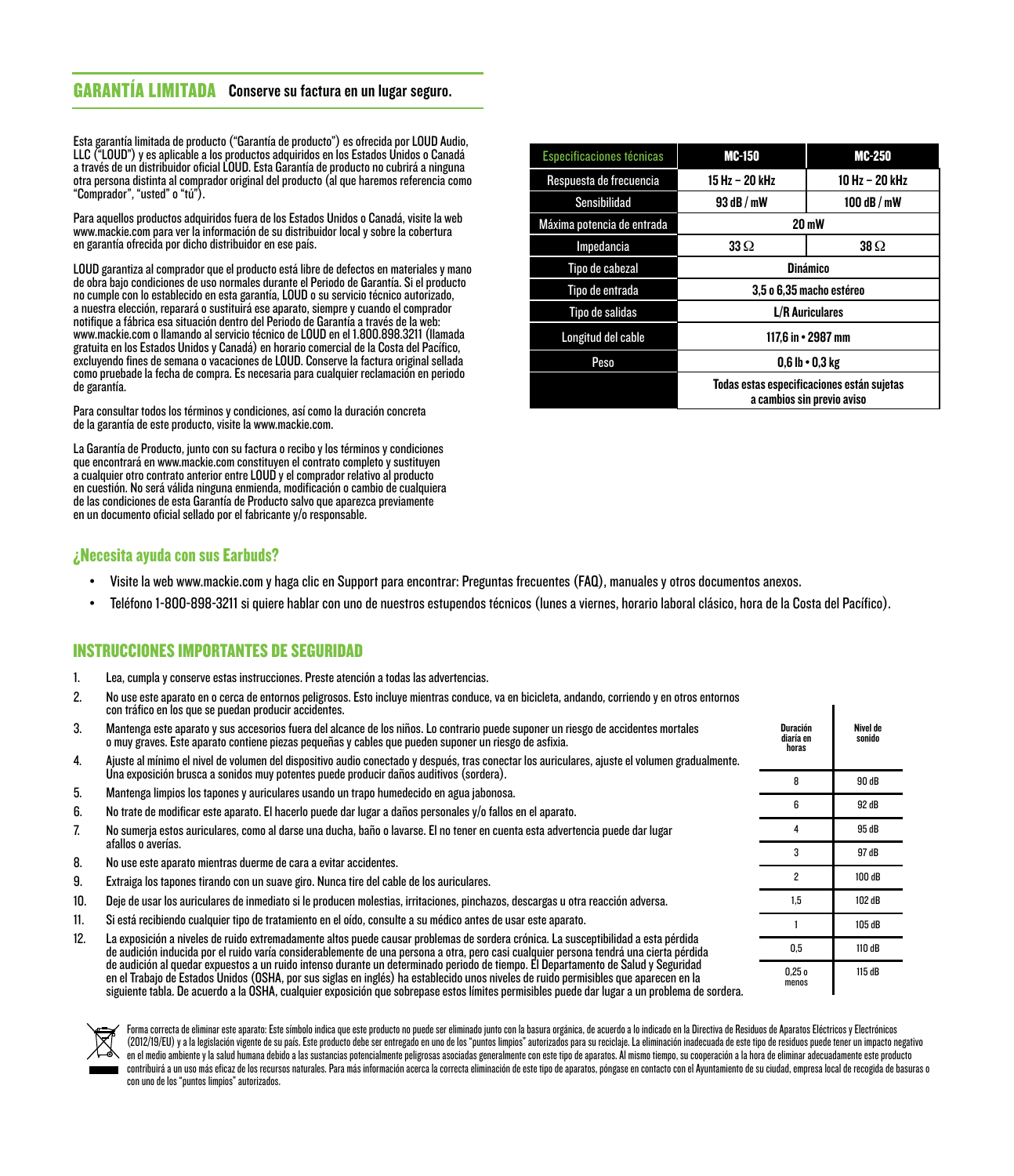## GARANTÍA LIMITADA **Conserve su factura en un lugar seguro.**

Esta garantía limitada de producto ("Garantía de producto") es ofrecida por LOUD Audio, LLC ("LOUD") y es aplicable a los productos adquiridos en los Estados Unidos o Canadá a través de un distribuidor oficial LOUD. Esta Garantía de producto no cubrirá a ninguna otra persona distinta al comprador original del producto (al que haremos referencia como "Comprador", "usted" o "tú").

Para aquellos productos adquiridos fuera de los Estados Unidos o Canadá, visite la web www.mackie.com para ver la información de su distribuidor local y sobre la cobertura en garantía ofrecida por dicho distribuidor en ese país.

LOUD garantiza al comprador que el producto está libre de defectos en materiales y mano de obra bajo condiciones de uso normales durante el Periodo de Garantía. Si el producto no cumple con lo establecido en esta garantía, LOUD o su servicio técnico autorizado, a nuestra elección, reparará o sustituirá ese aparato, siempre y cuando el comprador notifique a fábrica esa situación dentro del Periodo de Garantía a través de la web: www.mackie.com o llamando al servicio técnico de LOUD en el 1.800.898.3211 (llamada gratuita en los Estados Unidos y Canadá) en horario comercial de la Costa del Pacífico, excluyendo fines de semana o vacaciones de LOUD. Conserve la factura original sellada como pruebade la fecha de compra. Es necesaria para cualquier reclamación en periodo de garantía.

Para consultar todos los términos y condiciones, así como la duración concreta de la garantía de este producto, visite la www.mackie.com.

La Garantía de Producto, junto con su factura o recibo y los términos y condiciones que encontrará en www.mackie.com constituyen el contrato completo y sustituyen a cualquier otro contrato anterior entre LOUD y el comprador relativo al producto en cuestión. No será válida ninguna enmienda, modificación o cambio de cualquiera de las condiciones de esta Garantía de Producto salvo que aparezca previamente en un documento oficial sellado por el fabricante y/o responsable.

| Especificaciones técnicas | MC-150 | MC-250 |
|---|---|---|
| Respuesta de frecuencia | 15 Hz – 20 kHz | 10 Hz – 20 kHz |
| Sensibilidad | 93 dB / mW | 100 dB / mW |
| Máxima potencia de entrada | 20 mW | |
| Impedancia | 33 Ω | 38 Ω |
| Tipo de cabezal | Dinámico | |
| Tipo de entrada | 3,5 o 6,35 macho estéreo | |
| Tipo de salidas | L/R Auriculares | |
| Longitud del cable | 117,6 in • 2987 mm | |
| Peso | 0,6 lb • 0,3 kg | |
| | Todas estas especificaciones están sujetas a cambios sin previo aviso | |

## ¿Necesita ayuda con sus Earbuds?

- Visite la web www.mackie.com y haga clic en Support para encontrar: Preguntas frecuentes (FAQ), manuales y otros documentos anexos.
- Teléfono 1-800-898-3211 si quiere hablar con uno de nuestros estupendos técnicos (lunes a viernes, horario laboral clásico, hora de la Costa del Pacífico).

## INSTRUCCIONES IMPORTANTES DE SEGURIDAD

1. Lea, cumpla y conserve estas instrucciones. Preste atención a todas las advertencias.
2. No use este aparato en o cerca de entornos peligrosos. Esto incluye mientras conduce, va en bicicleta, andando, corriendo y en otros entornos con tráfico en los que se puedan producir accidentes.
3. Mantenga este aparato y sus accesorios fuera del alcance de los niños. Lo contrario puede suponer un riesgo de accidentes mortales o muy graves. Este aparato contiene piezas pequeñas y cables que pueden suponer un riesgo de asfixia.
4. Ajuste al mínimo el nivel de volumen del dispositivo audio conectado y después, tras conectar los auriculares, ajuste el volumen gradualmente. Una exposición brusca a sonidos muy potentes puede producir daños auditivos (sordera).
5. Mantenga limpios los tapones y auriculares usando un trapo humedecido en agua jabonosa.
6. No trate de modificar este aparato. El hacerlo puede dar lugar a daños personales y/o fallos en el aparato.
7. No sumerja estos auriculares, como al darse una ducha, baño o lavarse. El no tener en cuenta esta advertencia puede dar lugar afallos o averías.
8. No use este aparato mientras duerme de cara a evitar accidentes.
9. Extraiga los tapones tirando con un suave giro. Nunca tire del cable de los auriculares.
10. Deje de usar los auriculares de inmediato si le producen molestias, irritaciones, pinchazos, descargas u otra reacción adversa.
11. Si está recibiendo cualquier tipo de tratamiento en el oído, consulte a su médico antes de usar este aparato.
12. La exposición a niveles de ruido extremadamente altos puede causar problemas de sordera crónica. La susceptibilidad a esta pérdida de audición inducida por el ruido varía considerablemente de una persona a otra, pero casi cualquier persona tendrá una cierta pérdida de audición al quedar expuestos a un ruido intenso durante un determinado periodo de tiempo. El Departamento de Salud y Seguridad en el Trabajo de Estados Unidos (OSHA, por sus siglas en inglés) ha establecido unos niveles de ruido permisibles que aparecen en la siguiente tabla. De acuerdo a la OSHA, cualquier exposición que sobrepase estos límites permisibles puede dar lugar a un problema de sordera.

| Duración diaria en horas | Nivel de sonido |
|---|---|
| 8 | 90 dB |
| 6 | 92 dB |
| 4 | 95 dB |
| 3 | 97 dB |
| 2 | 100 dB |
| 1,5 | 102 dB |
| 1 | 105 dB |
| 0,5 | 110 dB |
| 0,25 o menos | 115 dB |

Forma correcta de eliminar este aparato: Este símbolo indica que este producto no puede ser eliminado junto con la basura orgánica, de acuerdo a lo indicado en la Directiva de Residuos de Aparatos Eléctricos y Electrónicos (2012/19/EU) y a la legislación vigente de su país. Este producto debe ser entregado en uno de los "puntos limpios" autorizados para su reciclaje. La eliminación inadecuada de este tipo de residuos puede tener un impacto negativo en el medio ambiente y la salud humana debido a las sustancias potencialmente peligrosas asociadas generalmente con este tipo de aparatos. Al mismo tiempo, su cooperación a la hora de eliminar adecuadamente este producto contribuirá a un uso más eficaz de los recursos naturales. Para más información acerca la correcta eliminación de este tipo de aparatos, póngase en contacto con el Ayuntamiento de su ciudad, empresa local de recogida de basuras o con uno de los "puntos limpios" autorizados.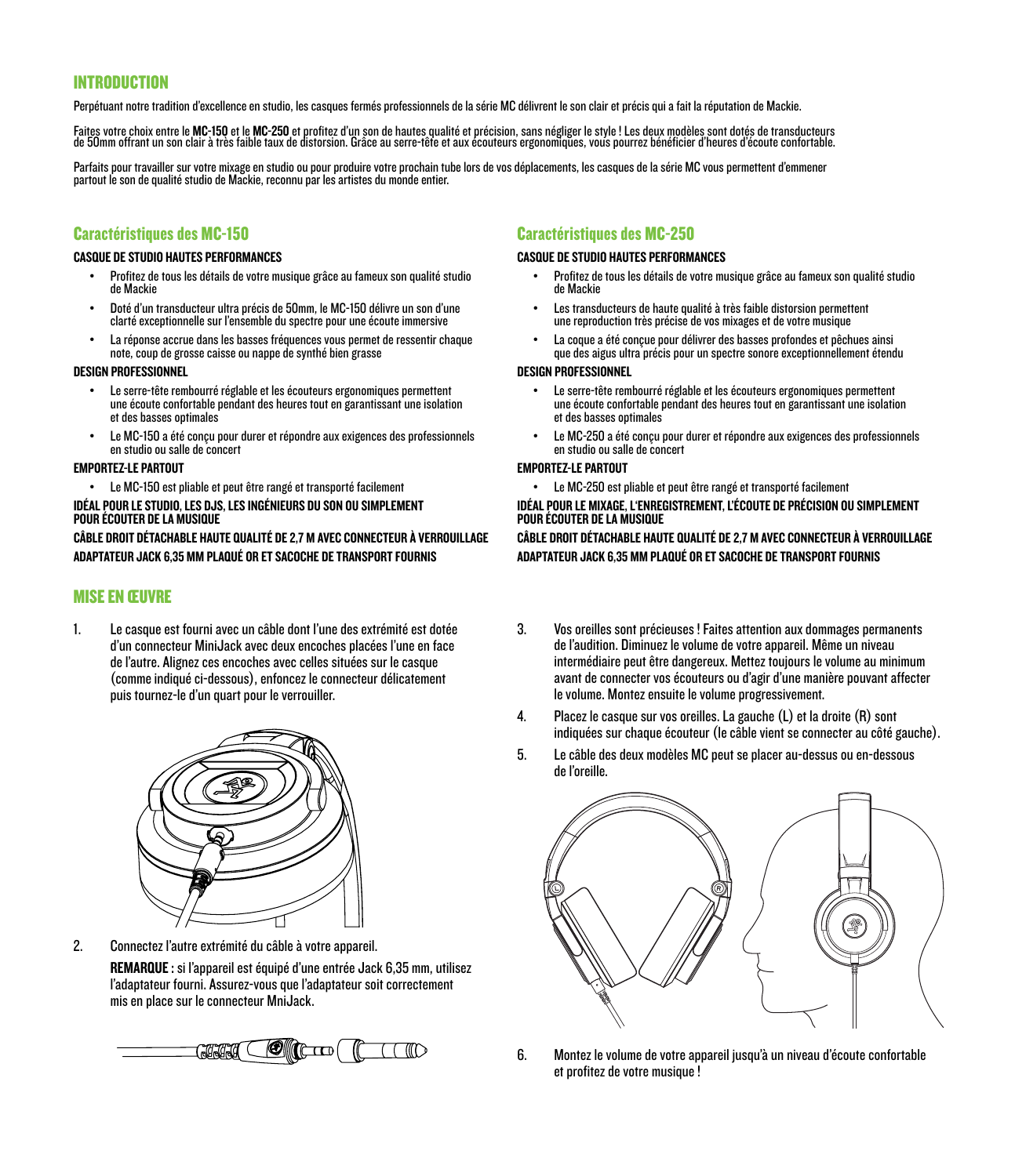# INTRODUCTION

Perpétuant notre tradition d'excellence en studio, les casques fermés professionnels de la série MC délivrent le son clair et précis qui a fait la réputation de Mackie.

Faites votre choix entre le **MC-150** et le **MC-250** et profitez d'un son de hautes qualité et précision, sans négliger le style ! Les deux modèles sont dotés de transducteurs de 50mm offrant un son clair à très faible taux de distorsion. Grâce au serre-tête et aux écouteurs ergonomiques, vous pourrez bénéficier d'heures d'écoute confortable.

Parfaits pour travailler sur votre mixage en studio ou pour produire votre prochain tube lors de vos déplacements, les casques de la série MC vous permettent d'emmener partout le son de qualité studio de Mackie, reconnu par les artistes du monde entier.

## Caractéristiques des MC-150

**CASQUE DE STUDIO HAUTES PERFORMANCES**

- Profitez de tous les détails de votre musique grâce au fameux son qualité studio de Mackie
- Doté d'un transducteur ultra précis de 50mm, le MC-150 délivre un son d'une clarté exceptionnelle sur l'ensemble du spectre pour une écoute immersive
- La réponse accrue dans les basses fréquences vous permet de ressentir chaque note, coup de grosse caisse ou nappe de synthé bien grasse

**DESIGN PROFESSIONNEL**

- Le serre-tête rembourré réglable et les écouteurs ergonomiques permettent une écoute confortable pendant des heures tout en garantissant une isolation et des basses optimales
- Le MC-150 a été conçu pour durer et répondre aux exigences des professionnels en studio ou salle de concert

**EMPORTEZ-LE PARTOUT**

- Le MC-150 est pliable et peut être rangé et transporté facilement

**IDÉAL POUR LE STUDIO, LES DJS, LES INGÉNIEURS DU SON OU SIMPLEMENT POUR ÉCOUTER DE LA MUSIQUE**

**CÂBLE DROIT DÉTACHABLE HAUTE QUALITÉ DE 2,7 M AVEC CONNECTEUR À VERROUILLAGE**

**ADAPTATEUR JACK 6,35 MM PLAQUÉ OR ET SACOCHE DE TRANSPORT FOURNIS**

## Caractéristiques des MC-250

**CASQUE DE STUDIO HAUTES PERFORMANCES**

- Profitez de tous les détails de votre musique grâce au fameux son qualité studio de Mackie
- Les transducteurs de haute qualité à très faible distorsion permettent une reproduction très précise de vos mixages et de votre musique
- La coque a été conçue pour délivrer des basses profondes et pêchues ainsi que des aigus ultra précis pour un spectre sonore exceptionnellement étendu

**DESIGN PROFESSIONNEL**

- Le serre-tête rembourré réglable et les écouteurs ergonomiques permettent une écoute confortable pendant des heures tout en garantissant une isolation et des basses optimales
- Le MC-250 a été conçu pour durer et répondre aux exigences des professionnels en studio ou salle de concert

**EMPORTEZ-LE PARTOUT**

- Le MC-250 est pliable et peut être rangé et transporté facilement

**IDÉAL POUR LE MIXAGE, L'ENREGISTREMENT, L'ÉCOUTE DE PRÉCISION OU SIMPLEMENT POUR ÉCOUTER DE LA MUSIQUE**

**CÂBLE DROIT DÉTACHABLE HAUTE QUALITÉ DE 2,7 M AVEC CONNECTEUR À VERROUILLAGE**

**ADAPTATEUR JACK 6,35 MM PLAQUÉ OR ET SACOCHE DE TRANSPORT FOURNIS**

# MISE EN ŒUVRE

1. Le casque est fourni avec un câble dont l'une des extrémité est dotée d'un connecteur MiniJack avec deux encoches placées l'une en face de l'autre. Alignez ces encoches avec celles situées sur le casque (comme indiqué ci-dessous), enfoncez le connecteur délicatement puis tournez-le d'un quart pour le verrouiller.

2. Connectez l'autre extrémité du câble à votre appareil.

   **REMARQUE :** si l'appareil est équipé d'une entrée Jack 6,35 mm, utilisez l'adaptateur fourni. Assurez-vous que l'adaptateur soit correctement mis en place sur le connecteur MniJack.

3. Vos oreilles sont précieuses ! Faites attention aux dommages permanents de l'audition. Diminuez le volume de votre appareil. Même un niveau intermédiaire peut être dangereux. Mettez toujours le volume au minimum avant de connecter vos écouteurs ou d'agir d'une manière pouvant affecter le volume. Montez ensuite le volume progressivement.

4. Placez le casque sur vos oreilles. La gauche (L) et la droite (R) sont indiquées sur chaque écouteur (le câble vient se connecter au côté gauche).

5. Le câble des deux modèles MC peut se placer au-dessus ou en-dessous de l'oreille.

6. Montez le volume de votre appareil jusqu'à un niveau d'écoute confortable et profitez de votre musique !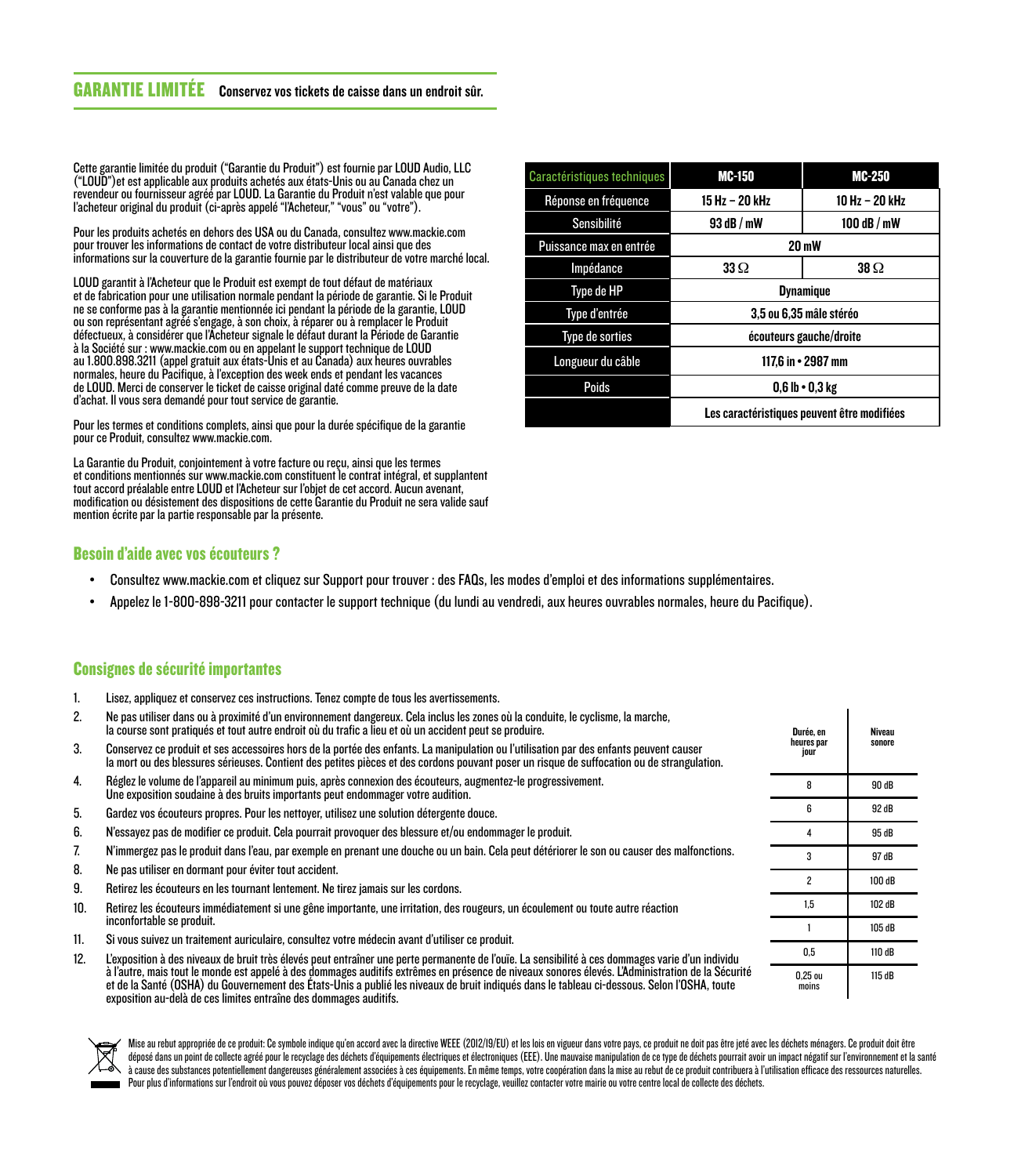## GARANTIE LIMITÉE

**Conservez vos tickets de caisse dans un endroit sûr.**

Cette garantie limitée du produit ("Garantie du Produit") est fournie par LOUD Audio, LLC ("LOUD")et est applicable aux produits achetés aux états-Unis ou au Canada chez un revendeur ou fournisseur agréé par LOUD. La Garantie du Produit n'est valable que pour l'acheteur original du produit (ci-après appelé "l'Acheteur," "vous" ou "votre").

Pour les produits achetés en dehors des USA ou du Canada, consultez www.mackie.com pour trouver les informations de contact de votre distributeur local ainsi que des informations sur la couverture de la garantie fournie par le distributeur de votre marché local.

LOUD garantit à l'Acheteur que le Produit est exempt de tout défaut de matériaux et de fabrication pour une utilisation normale pendant la période de garantie. Si le Produit ne se conforme pas à la garantie mentionnée ici pendant la période de la garantie, LOUD ou son représentant agréé s'engage, à son choix, à réparer ou à remplacer le Produit défectueux, à considérer que l'Acheteur signale le défaut durant la Période de Garantie à la Société sur : www.mackie.com ou en appelant le support technique de LOUD au 1.800.898.3211 (appel gratuit aux états-Unis et au Canada) aux heures ouvrables normales, heure du Pacifique, à l'exception des week ends et pendant les vacances de LOUD. Merci de conserver le ticket de caisse original daté comme preuve de la date d'achat. Il vous sera demandé pour tout service de garantie.

Pour les termes et conditions complets, ainsi que pour la durée spécifique de la garantie pour ce Produit, consultez www.mackie.com.

La Garantie du Produit, conjointement à votre facture ou reçu, ainsi que les termes et conditions mentionnés sur www.mackie.com constituent le contrat intégral, et supplantent tout accord préalable entre LOUD et l'Acheteur sur l'objet de cet accord. Aucun avenant, modification ou désistement des dispositions de cette Garantie du Produit ne sera valide sauf mention écrite par la partie responsable par la présente.

| Caractéristiques techniques | MC-150 | MC-250 |
|---|---|---|
| Réponse en fréquence | 15 Hz – 20 kHz | 10 Hz – 20 kHz |
| Sensibilité | 93 dB / mW | 100 dB / mW |
| Puissance max en entrée | 20 mW | |
| Impédance | 33 Ω | 38 Ω |
| Type de HP | Dynamique | |
| Type d'entrée | 3,5 ou 6,35 mâle stéréo | |
| Type de sorties | écouteurs gauche/droite | |
| Longueur du câble | 117,6 in • 2987 mm | |
| Poids | 0,6 lb • 0,3 kg | |
| | Les caractéristiques peuvent être modifiées | |

### Besoin d'aide avec vos écouteurs ?

- Consultez www.mackie.com et cliquez sur Support pour trouver : des FAQs, les modes d'emploi et des informations supplémentaires.
- Appelez le 1-800-898-3211 pour contacter le support technique (du lundi au vendredi, aux heures ouvrables normales, heure du Pacifique).

### Consignes de sécurité importantes

1. Lisez, appliquez et conservez ces instructions. Tenez compte de tous les avertissements.
2. Ne pas utiliser dans ou à proximité d'un environnement dangereux. Cela inclus les zones où la conduite, le cyclisme, la marche, la course sont pratiqués et tout autre endroit où du trafic a lieu et où un accident peut se produire.
3. Conservez ce produit et ses accessoires hors de la portée des enfants. La manipulation ou l'utilisation par des enfants peuvent causer la mort ou des blessures sérieuses. Contient des petites pièces et des cordons pouvant poser un risque de suffocation ou de strangulation.
4. Réglez le volume de l'appareil au minimum puis, après connexion des écouteurs, augmentez-le progressivement. Une exposition soudaine à des bruits importants peut endommager votre audition.
5. Gardez vos écouteurs propres. Pour les nettoyer, utilisez une solution détergente douce.
6. N'essayez pas de modifier ce produit. Cela pourrait provoquer des blessure et/ou endommager le produit.
7. N'immergez pas le produit dans l'eau, par exemple en prenant une douche ou un bain. Cela peut détériorer le son ou causer des malfonctions.
8. Ne pas utiliser en dormant pour éviter tout accident.
9. Retirez les écouteurs en les tournant lentement. Ne tirez jamais sur les cordons.
10. Retirez les écouteurs immédiatement si une gêne importante, une irritation, des rougeurs, un écoulement ou toute autre réaction inconfortable se produit.
11. Si vous suivez un traitement auriculaire, consultez votre médecin avant d'utiliser ce produit.
12. L'exposition à des niveaux de bruit très élevés peut entraîner une perte permanente de l'ouïe. La sensibilité à ces dommages varie d'un individu à l'autre, mais tout le monde est appelé à des dommages auditifs extrêmes en présence de niveaux sonores élevés. L'Administration de la Sécurité et de la Santé (OSHA) du Gouvernement des États-Unis a publié les niveaux de bruit indiqués dans le tableau ci-dessous. Selon l'OSHA, toute exposition au-delà de ces limites entraîne des dommages auditifs.

| Durée, en heures par jour | Niveau sonore |
|---|---|
| 8 | 90 dB |
| 6 | 92 dB |
| 4 | 95 dB |
| 3 | 97 dB |
| 2 | 100 dB |
| 1,5 | 102 dB |
| 1 | 105 dB |
| 0,5 | 110 dB |
| 0,25 ou moins | 115 dB |

Mise au rebut appropriée de ce produit: Ce symbole indique qu'en accord avec la directive WEEE (2012/19/EU) et les lois en vigueur dans votre pays, ce produit ne doit pas être jeté avec les déchets ménagers. Ce produit doit être déposé dans un point de collecte agréé pour le recyclage des déchets d'équipements électriques et électroniques (EEE). Une mauvaise manipulation de ce type de déchets pourrait avoir un impact négatif sur l'environnement et la santé à cause des substances potentiellement dangereuses généralement associées à ces équipements. En même temps, votre coopération dans la mise au rebut de ce produit contribuera à l'utilisation efficace des ressources naturelles. Pour plus d'informations sur l'endroit où vous pouvez déposer vos déchets d'équipements pour le recyclage, veuillez contacter votre mairie ou votre centre local de collecte des déchets.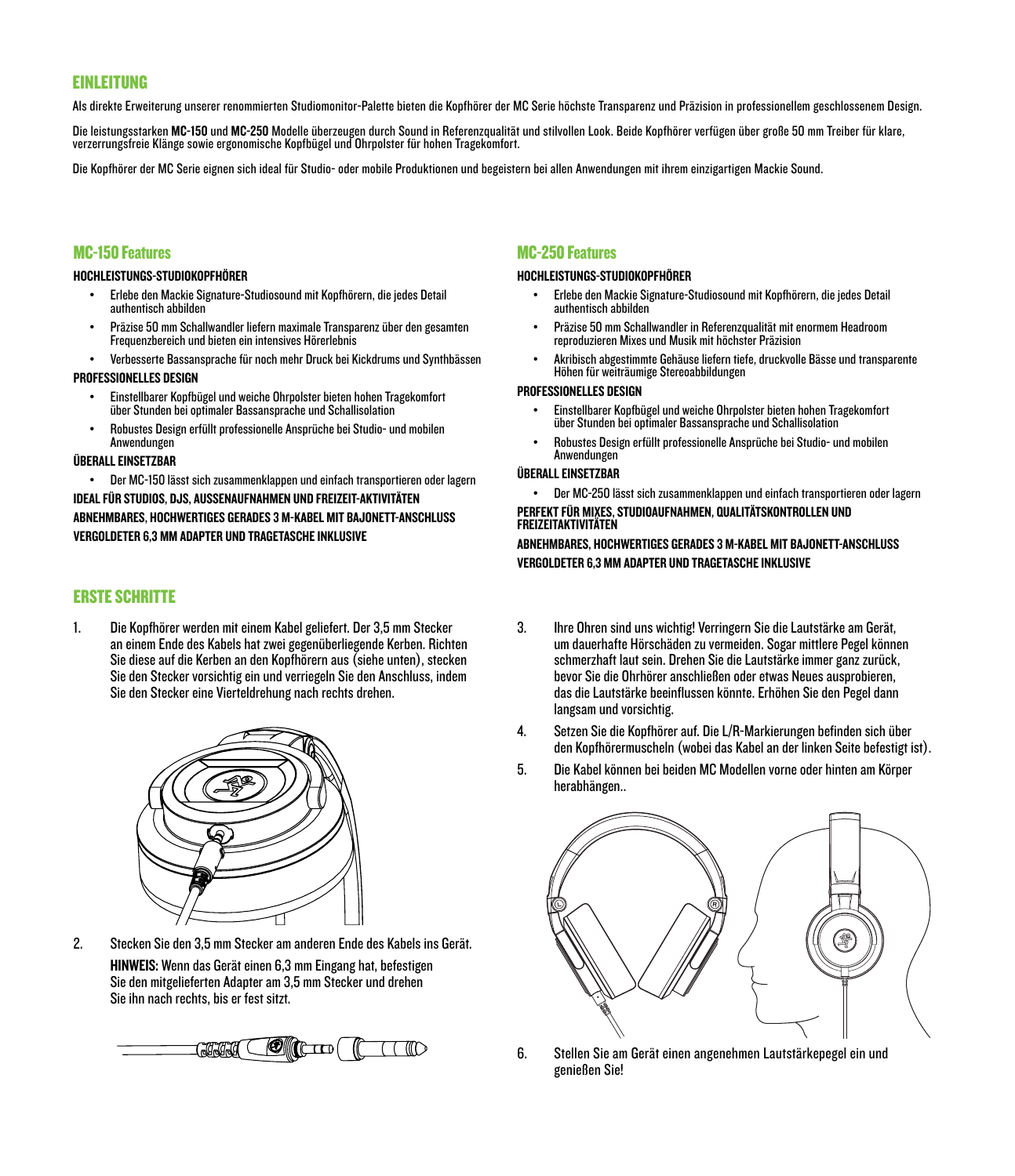## EINLEITUNG

Als direkte Erweiterung unserer renommierten Studiomonitor-Palette bieten die Kopfhörer der MC Serie höchste Transparenz und Präzision in professionellem geschlossenem Design.

Die leistungsstarken **MC-150** und **MC-250** Modelle überzeugen durch Sound in Referenzqualität und stilvollen Look. Beide Kopfhörer verfügen über große 50 mm Treiber für klare, verzerrungsfreie Klänge sowie ergonomische Kopfbügel und Ohrpolster für hohen Tragekomfort.

Die Kopfhörer der MC Serie eignen sich ideal für Studio- oder mobile Produktionen und begeistern bei allen Anwendungen mit ihrem einzigartigen Mackie Sound.

### MC-150 Features

**HOCHLEISTUNGS-STUDIOKOPFHÖRER**

- Erlebe den Mackie Signature-Studiosound mit Kopfhörern, die jedes Detail authentisch abbilden
- Präzise 50 mm Schallwandler liefern maximale Transparenz über den gesamten Frequenzbereich und bieten ein intensives Hörerlebnis
- Verbesserte Bassansprache für noch mehr Druck bei Kickdrums und Synthbässen

**PROFESSIONELLES DESIGN**

- Einstellbarer Kopfbügel und weiche Ohrpolster bieten hohen Tragekomfort über Stunden bei optimaler Bassansprache und Schallisolation
- Robustes Design erfüllt professionelle Ansprüche bei Studio- und mobilen Anwendungen

**ÜBERALL EINSETZBAR**

- Der MC-150 lässt sich zusammenklappen und einfach transportieren oder lagern

**IDEAL FÜR STUDIOS, DJS, AUSSENAUFNAHMEN UND FREIZEIT-AKTIVITÄTEN**

**ABNEHMBARES, HOCHWERTIGES GERADES 3 M-KABEL MIT BAJONETT-ANSCHLUSS**

**VERGOLDETER 6,3 MM ADAPTER UND TRAGETASCHE INKLUSIVE**

### MC-250 Features

**HOCHLEISTUNGS-STUDIOKOPFHÖRER**

- Erlebe den Mackie Signature-Studiosound mit Kopfhörern, die jedes Detail authentisch abbilden
- Präzise 50 mm Schallwandler in Referenzqualität mit enormem Headroom reproduzieren Mixes und Musik mit höchster Präzision
- Akribisch abgestimmte Gehäuse liefern tiefe, druckvolle Bässe und transparente Höhen für weiträumige Stereoabbildungen

**PROFESSIONELLES DESIGN**

- Einstellbarer Kopfbügel und weiche Ohrpolster bieten hohen Tragekomfort über Stunden bei optimaler Bassansprache und Schallisolation
- Robustes Design erfüllt professionelle Ansprüche bei Studio- und mobilen Anwendungen

**ÜBERALL EINSETZBAR**

- Der MC-250 lässt sich zusammenklappen und einfach transportieren oder lagern

**PERFEKT FÜR MIXES, STUDIOAUFNAHMEN, QUALITÄTSKONTROLLEN UND FREIZEITAKTIVITÄTEN**

**ABNEHMBARES, HOCHWERTIGES GERADES 3 M-KABEL MIT BAJONETT-ANSCHLUSS**

**VERGOLDETER 6,3 MM ADAPTER UND TRAGETASCHE INKLUSIVE**

## ERSTE SCHRITTE

1. Die Kopfhörer werden mit einem Kabel geliefert. Der 3,5 mm Stecker an einem Ende des Kabels hat zwei gegenüberliegende Kerben. Richten Sie diese auf die Kerben an den Kopfhörern aus (siehe unten), stecken Sie den Stecker vorsichtig ein und verriegeln Sie den Anschluss, indem Sie den Stecker eine Vierteldrehung nach rechts drehen.

2. Stecken Sie den 3,5 mm Stecker am anderen Ende des Kabels ins Gerät.

   **HINWEIS:** Wenn das Gerät einen 6,3 mm Eingang hat, befestigen Sie den mitgelieferten Adapter am 3,5 mm Stecker und drehen Sie ihn nach rechts, bis er fest sitzt.

3. Ihre Ohren sind uns wichtig! Verringern Sie die Lautstärke am Gerät, um dauerhafte Hörschäden zu vermeiden. Sogar mittlere Pegel können schmerzhaft laut sein. Drehen Sie die Lautstärke immer ganz zurück, bevor Sie die Ohrhörer anschließen oder etwas Neues ausprobieren, das die Lautstärke beeinflussen könnte. Erhöhen Sie den Pegel dann langsam und vorsichtig.

4. Setzen Sie die Kopfhörer auf. Die L/R-Markierungen befinden sich über den Kopfhörermuscheln (wobei das Kabel an der linken Seite befestigt ist).

5. Die Kabel können bei beiden MC Modellen vorne oder hinten am Körper herabhängen..

6. Stellen Sie am Gerät einen angenehmen Lautstärkepegel ein und genießen Sie!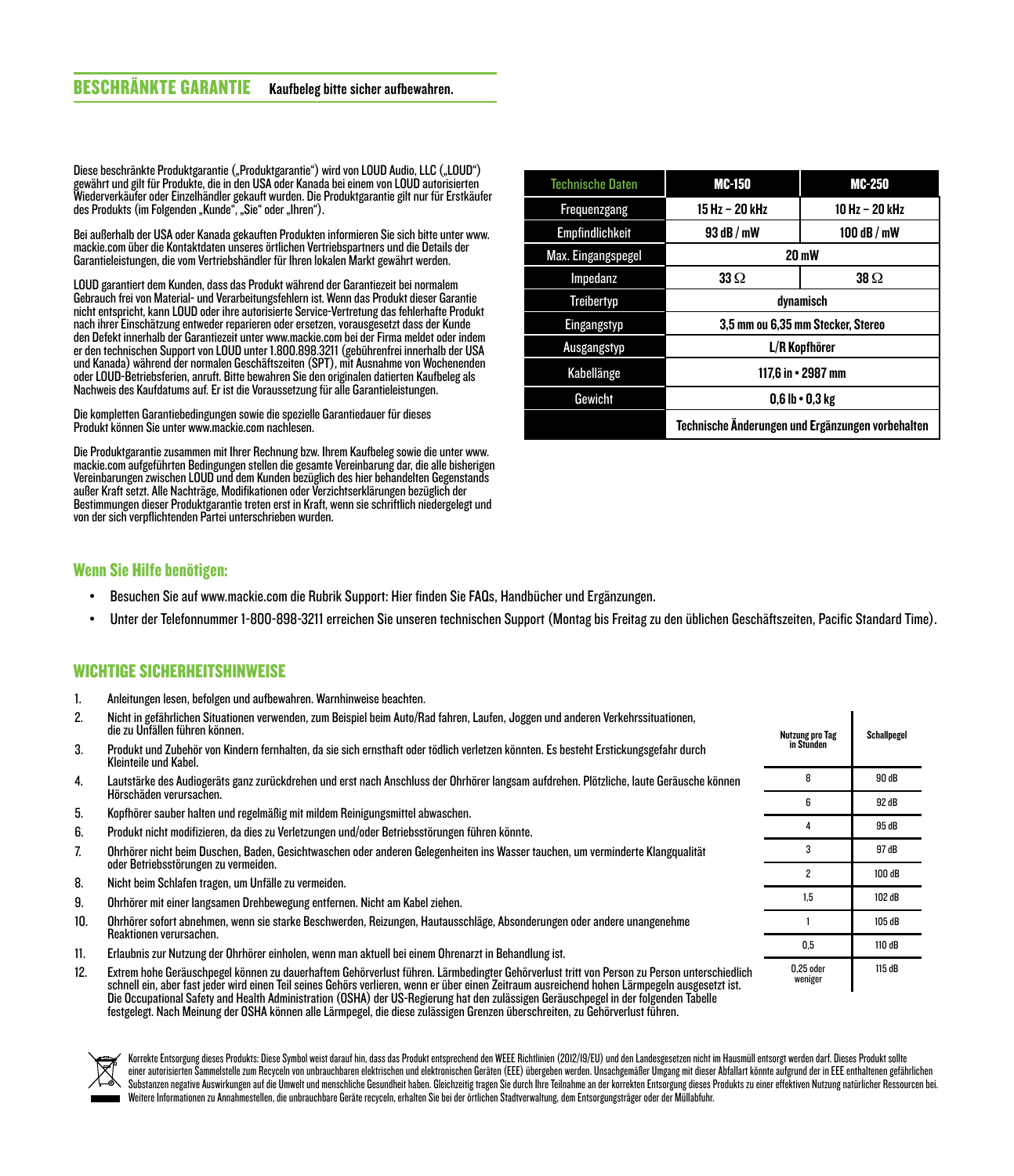## BESCHRÄNKTE GARANTIE

**Kaufbeleg bitte sicher aufbewahren.**

Diese beschränkte Produktgarantie („Produktgarantie") wird von LOUD Audio, LLC („LOUD") gewährt und gilt für Produkte, die in den USA oder Kanada bei einem von LOUD autorisierten Wiederverkäufer oder Einzelhändler gekauft wurden. Die Produktgarantie gilt nur für Erstkäufer des Produkts (im Folgenden „Kunde", „Sie" oder „Ihren").

Bei außerhalb der USA oder Kanada gekauften Produkten informieren Sie sich bitte unter www.mackie.com über die Kontaktdaten unseres örtlichen Vertriebspartners und die Details der Garantieleistungen, die vom Vertriebshändler für Ihren lokalen Markt gewährt werden.

LOUD garantiert dem Kunden, dass das Produkt während der Garantiezeit bei normalem Gebrauch frei von Material- und Verarbeitungsfehlern ist. Wenn das Produkt dieser Garantie nicht entspricht, kann LOUD oder ihre autorisierte Service-Vertretung das fehlerhafte Produkt nach ihrer Einschätzung entweder reparieren oder ersetzen, vorausgesetzt dass der Kunde den Defekt innerhalb der Garantiezeit unter www.mackie.com bei der Firma meldet oder indem er den technischen Support von LOUD unter 1.800.898.3211 (gebührenfrei innerhalb der USA und Kanada) während der normalen Geschäftszeiten (SPT), mit Ausnahme von Wochenenden oder LOUD-Betriebsferien, anruft. Bitte bewahren Sie den originalen datierten Kaufbeleg als Nachweis des Kaufdatums auf. Er ist die Voraussetzung für alle Garantieleistungen.

Die kompletten Garantiebedingungen sowie die spezielle Garantiedauer für dieses Produkt können Sie unter www.mackie.com nachlesen.

Die Produktgarantie zusammen mit Ihrer Rechnung bzw. Ihrem Kaufbeleg sowie die unter www.mackie.com aufgeführten Bedingungen stellen die gesamte Vereinbarung dar, die alle bisherigen Vereinbarungen zwischen LOUD und dem Kunden bezüglich des hier behandelten Gegenstands außer Kraft setzt. Alle Nachträge, Modifikationen oder Verzichtserklärungen bezüglich der Bestimmungen dieser Produktgarantie treten erst in Kraft, wenn sie schriftlich niedergelegt und von der sich verpflichtenden Partei unterschrieben wurden.

| Technische Daten | MC-150 | MC-250 |
|---|---|---|
| Frequenzgang | 15 Hz – 20 kHz | 10 Hz – 20 kHz |
| Empfindlichkeit | 93 dB / mW | 100 dB / mW |
| Max. Eingangspegel | 20 mW | |
| Impedanz | 33 Ω | 38 Ω |
| Treibertyp | dynamisch | |
| Eingangstyp | 3,5 mm ou 6,35 mm Stecker, Stereo | |
| Ausgangstyp | L/R Kopfhörer | |
| Kabellänge | 117,6 in • 2987 mm | |
| Gewicht | 0,6 lb • 0,3 kg | |
| | Technische Änderungen und Ergänzungen vorbehalten | |

## Wenn Sie Hilfe benötigen:

- Besuchen Sie auf www.mackie.com die Rubrik Support: Hier finden Sie FAQs, Handbücher und Ergänzungen.
- Unter der Telefonnummer 1-800-898-3211 erreichen Sie unseren technischen Support (Montag bis Freitag zu den üblichen Geschäftszeiten, Pacific Standard Time).

## WICHTIGE SICHERHEITSHINWEISE

1. Anleitungen lesen, befolgen und aufbewahren. Warnhinweise beachten.
2. Nicht in gefährlichen Situationen verwenden, zum Beispiel beim Auto/Rad fahren, Laufen, Joggen und anderen Verkehrssituationen, die zu Unfällen führen können.
3. Produkt und Zubehör von Kindern fernhalten, da sie sich ernsthaft oder tödlich verletzen könnten. Es besteht Erstickungsgefahr durch Kleinteile und Kabel.
4. Lautstärke des Audiogeräts ganz zurückdrehen und erst nach Anschluss der Ohrhörer langsam aufdrehen. Plötzliche, laute Geräusche können Hörschäden verursachen.
5. Kopfhörer sauber halten und regelmäßig mit mildem Reinigungsmittel abwaschen.
6. Produkt nicht modifizieren, da dies zu Verletzungen und/oder Betriebsstörungen führen könnte.
7. Ohrhörer nicht beim Duschen, Baden, Gesichtwaschen oder anderen Gelegenheiten ins Wasser tauchen, um verminderte Klangqualität oder Betriebsstörungen zu vermeiden.
8. Nicht beim Schlafen tragen, um Unfälle zu vermeiden.
9. Ohrhörer mit einer langsamen Drehbewegung entfernen. Nicht am Kabel ziehen.
10. Ohrhörer sofort abnehmen, wenn sie starke Beschwerden, Reizungen, Hautausschläge, Absonderungen oder andere unangenehme Reaktionen verursachen.
11. Erlaubnis zur Nutzung der Ohrhörer einholen, wenn man aktuell bei einem Ohrenarzt in Behandlung ist.
12. Extrem hohe Geräuschpegel können zu dauerhaftem Gehörverlust führen. Lärmbedingter Gehörverlust tritt von Person zu Person unterschiedlich schnell ein, aber fast jeder wird einen Teil seines Gehörs verlieren, wenn er über einen Zeitraum ausreichend hohen Lärmpegeln ausgesetzt ist. Die Occupational Safety and Health Administration (OSHA) der US-Regierung hat den zulässigen Geräuschpegel in der folgenden Tabelle festgelegt. Nach Meinung der OSHA können alle Lärmpegel, die diese zulässigen Grenzen überschreiten, zu Gehörverlust führen.

| Nutzung pro Tag in Stunden | Schallpegel |
|---|---|
| 8 | 90 dB |
| 6 | 92 dB |
| 4 | 95 dB |
| 3 | 97 dB |
| 2 | 100 dB |
| 1,5 | 102 dB |
| 1 | 105 dB |
| 0,5 | 110 dB |
| 0,25 oder weniger | 115 dB |

Korrekte Entsorgung dieses Produkts: Diese Symbol weist darauf hin, dass das Produkt entsprechend den WEEE Richtlinien (2012/19/EU) und den Landesgesetzen nicht im Hausmüll entsorgt werden darf. Dieses Produkt sollte einer autorisierten Sammelstelle zum Recyceln von unbrauchbaren elektrischen und elektronischen Geräten (EEE) übergeben werden. Unsachgemäßer Umgang mit dieser Abfallart könnte aufgrund der in EEE enthaltenen gefährlichen Substanzen negative Auswirkungen auf die Umwelt und menschliche Gesundheit haben. Gleichzeitig tragen Sie durch Ihre Teilnahme an der korrekten Entsorgung dieses Produkts zu einer effektiven Nutzung natürlicher Ressourcen bei. Weitere Informationen zu Annahmestellen, die unbrauchbare Geräte recyceln, erhalten Sie bei der örtlichen Stadtverwaltung, dem Entsorgungsträger oder der Müllabfuhr.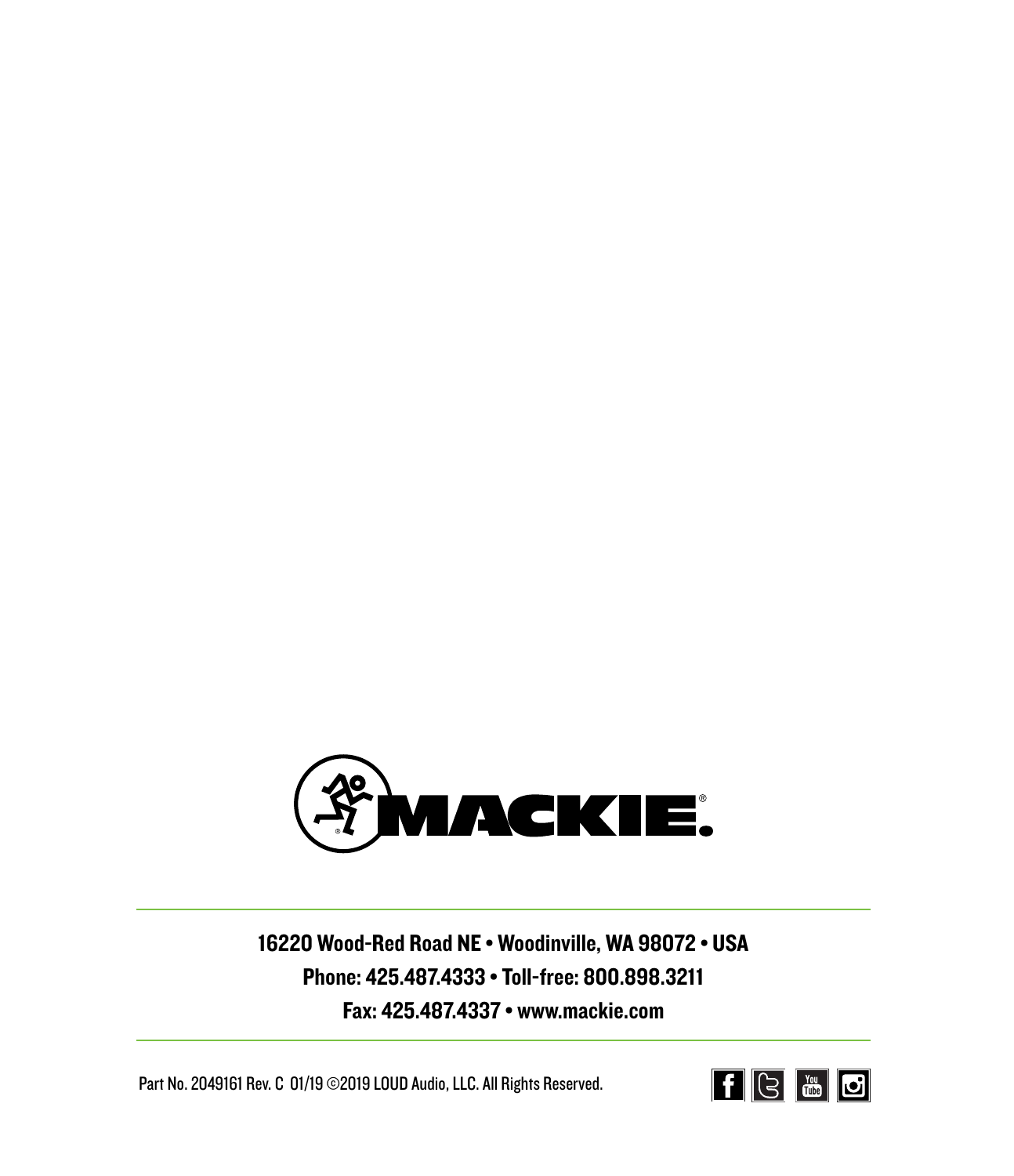**16220 Wood-Red Road NE • Woodinville, WA 98072 • USA**

**Phone: 425.487.4333 • Toll-free: 800.898.3211**

**Fax: 425.487.4337 • www.mackie.com**

Part No. 2049161 Rev. C 01/19 ©2019 LOUD Audio, LLC. All Rights Reserved.